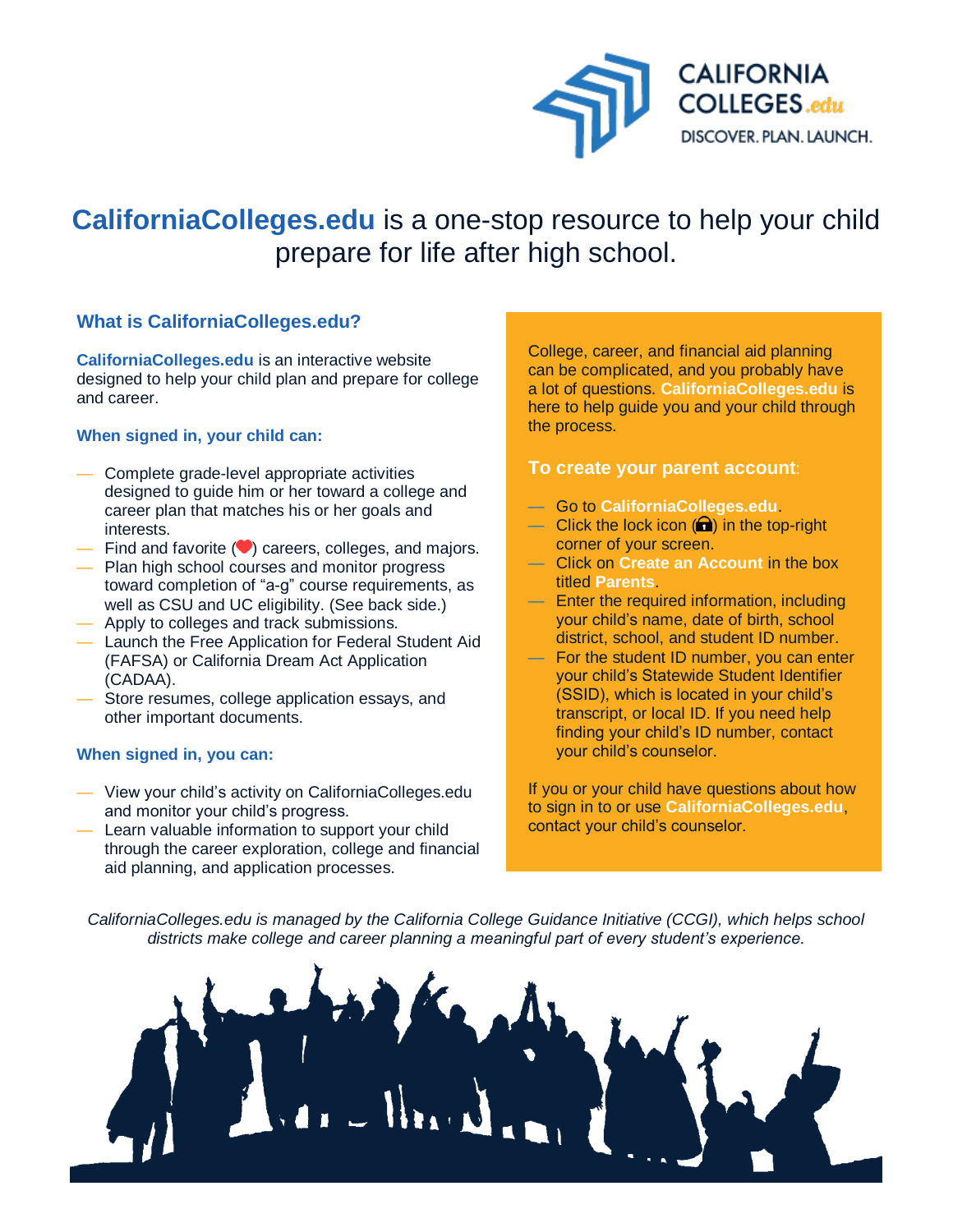# **CaliforniaColleges.edu** is a one-stop resource to help your child prepare for life after high school.

## What is CaliforniaColleges.edu?

**CaliforniaColleges.edu** is an interactive website designed to help your child plan and prepare for college and career.

### When signed in, your child can:

- Complete grade-level appropriate activities designed to guide him or her toward a college and career plan that matches his or her goals and interests.
- Find and favorite (❤) careers, colleges, and majors.
- Plan high school courses and monitor progress toward completion of "a-g" course requirements, as well as CSU and UC eligibility. (See back side.)
- Apply to colleges and track submissions.
- Launch the Free Application for Federal Student Aid (FAFSA) or California Dream Act Application (CADAA).
- Store resumes, college application essays, and other important documents.

### When signed in, you can:

- View your child's activity on CaliforniaColleges.edu and monitor your child's progress.
- Learn valuable information to support your child through the career exploration, college and financial aid planning, and application processes.

College, career, and financial aid planning can be complicated, and you probably have a lot of questions. **CaliforniaColleges.edu** is here to help guide you and your child through the process.

### To create your parent account:

- Go to **CaliforniaColleges.edu**.
- Click the lock icon (🔒) in the top-right corner of your screen.
- Click on **Create an Account** in the box titled **Parents**.
- Enter the required information, including your child's name, date of birth, school district, school, and student ID number.
- For the student ID number, you can enter your child's Statewide Student Identifier (SSID), which is located in your child's transcript, or local ID. If you need help finding your child's ID number, contact your child's counselor.

If you or your child have questions about how to sign in to or use **CaliforniaColleges.edu**, contact your child's counselor.

*CaliforniaColleges.edu is managed by the California College Guidance Initiative (CCGI), which helps school districts make college and career planning a meaningful part of every student's experience.*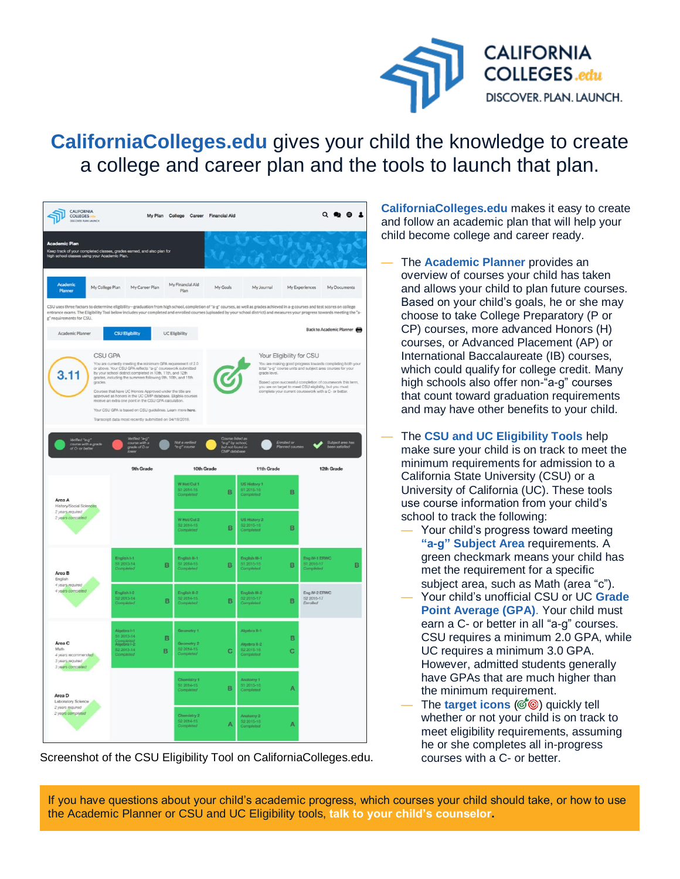CALIFORNIA COLLEGES.edu

DISCOVER. PLAN. LAUNCH.

# **CaliforniaColleges.edu** gives your child the knowledge to create a college and career plan and the tools to launch that plan.

Screenshot of the CSU Eligibility Tool on CaliforniaColleges.edu.

**CaliforniaColleges.edu** makes it easy to create and follow an academic plan that will help your child become college and career ready.

- The **Academic Planner** provides an overview of courses your child has taken and allows your child to plan future courses. Based on your child's goals, he or she may choose to take College Preparatory (P or CP) courses, more advanced Honors (H) courses, or Advanced Placement (AP) or International Baccalaureate (IB) courses, which could qualify for college credit. Many high schools also offer non-"a-g" courses that count toward graduation requirements and may have other benefits to your child.

- The **CSU and UC Eligibility Tools** help make sure your child is on track to meet the minimum requirements for admission to a California State University (CSU) or a University of California (UC). These tools use course information from your child's school to track the following:
  - Your child's progress toward meeting **"a-g" Subject Area** requirements. A green checkmark means your child has met the requirement for a specific subject area, such as Math (area "c").
  - Your child's unofficial CSU or UC **Grade Point Average (GPA)**. Your child must earn a C- or better in all "a-g" courses. CSU requires a minimum 2.0 GPA, while UC requires a minimum 3.0 GPA. However, admitted students generally have GPAs that are much higher than the minimum requirement.
  - The **target icons** (🎯◎) quickly tell whether or not your child is on track to meet eligibility requirements, assuming he or she completes all in-progress courses with a C- or better.

If you have questions about your child's academic progress, which courses your child should take, or how to use the Academic Planner or CSU and UC Eligibility tools, **talk to your child's counselor.**